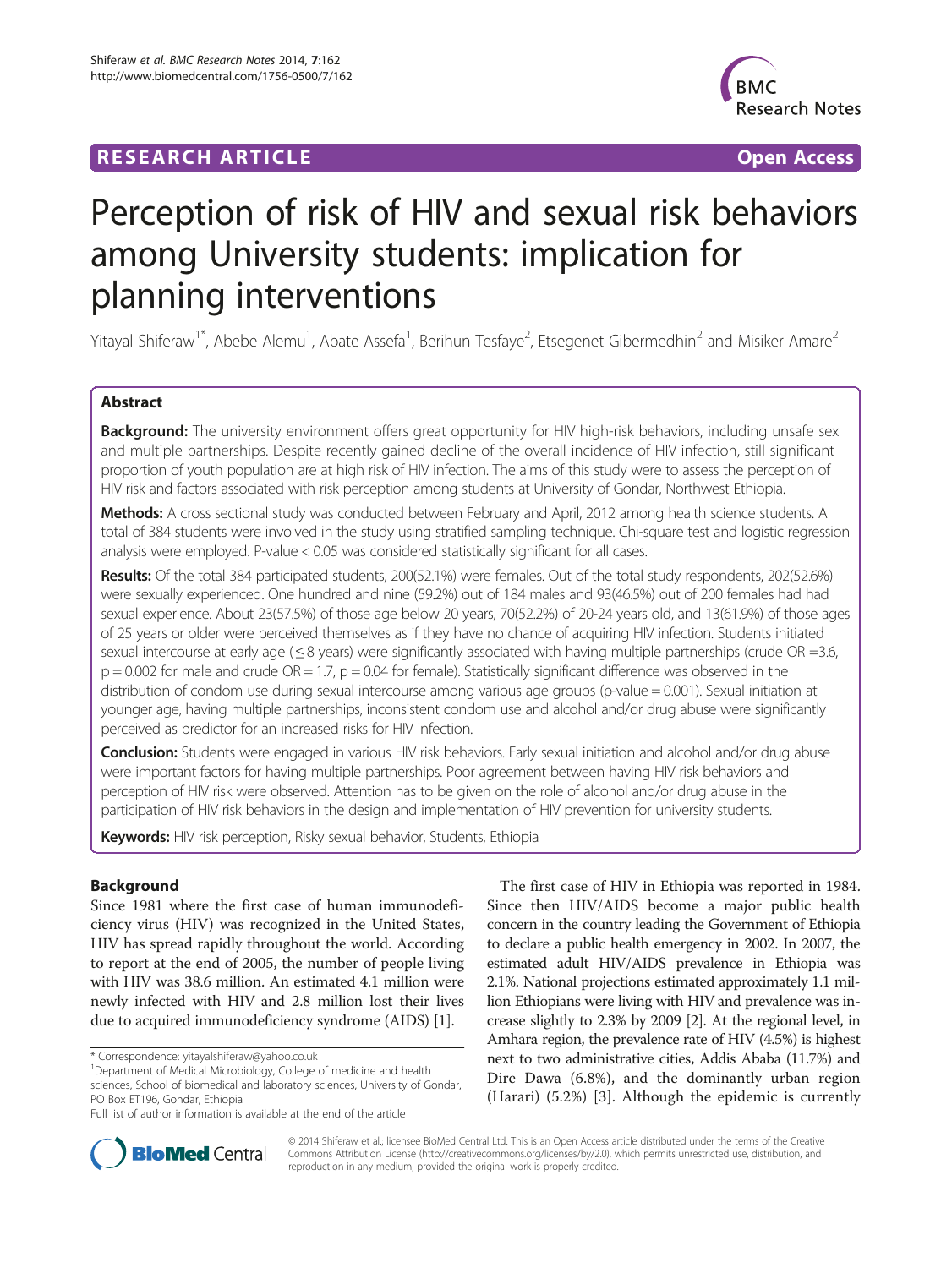RESEARCH ARTICLE Open Access

# Perception of risk of HIV and sexual risk behaviors among University students: implication for planning interventions

Yitayal Shiferaw[1*], Abebe Alemu[1], Abate Assefa[1], Berihun Tesfaye[2], Etsegenet Gibermedhin[2] and Misiker Amare[2]

## Abstract

**Background:** The university environment offers great opportunity for HIV high-risk behaviors, including unsafe sex and multiple partnerships. Despite recently gained decline of the overall incidence of HIV infection, still significant proportion of youth population are at high risk of HIV infection. The aims of this study were to assess the perception of HIV risk and factors associated with risk perception among students at University of Gondar, Northwest Ethiopia.

**Methods:** A cross sectional study was conducted between February and April, 2012 among health science students. A total of 384 students were involved in the study using stratified sampling technique. Chi-square test and logistic regression analysis were employed. P-value < 0.05 was considered statistically significant for all cases.

**Results:** Of the total 384 participated students, 200(52.1%) were females. Out of the total study respondents, 202(52.6%) were sexually experienced. One hundred and nine (59.2%) out of 184 males and 93(46.5%) out of 200 females had had sexual experience. About 23(57.5%) of those age below 20 years, 70(52.2%) of 20-24 years old, and 13(61.9%) of those ages of 25 years or older were perceived themselves as if they have no chance of acquiring HIV infection. Students initiated sexual intercourse at early age (≤8 years) were significantly associated with having multiple partnerships (crude OR =3.6, p = 0.002 for male and crude OR = 1.7, p = 0.04 for female). Statistically significant difference was observed in the distribution of condom use during sexual intercourse among various age groups (p-value = 0.001). Sexual initiation at younger age, having multiple partnerships, inconsistent condom use and alcohol and/or drug abuse were significantly perceived as predictor for an increased risks for HIV infection.

**Conclusion:** Students were engaged in various HIV risk behaviors. Early sexual initiation and alcohol and/or drug abuse were important factors for having multiple partnerships. Poor agreement between having HIV risk behaviors and perception of HIV risk were observed. Attention has to be given on the role of alcohol and/or drug abuse in the participation of HIV risk behaviors in the design and implementation of HIV prevention for university students.

**Keywords:** HIV risk perception, Risky sexual behavior, Students, Ethiopia

## Background

Since 1981 where the first case of human immunodeficiency virus (HIV) was recognized in the United States, HIV has spread rapidly throughout the world. According to report at the end of 2005, the number of people living with HIV was 38.6 million. An estimated 4.1 million were newly infected with HIV and 2.8 million lost their lives due to acquired immunodeficiency syndrome (AIDS) [1].

The first case of HIV in Ethiopia was reported in 1984. Since then HIV/AIDS become a major public health concern in the country leading the Government of Ethiopia to declare a public health emergency in 2002. In 2007, the estimated adult HIV/AIDS prevalence in Ethiopia was 2.1%. National projections estimated approximately 1.1 million Ethiopians were living with HIV and prevalence was increase slightly to 2.3% by 2009 [2]. At the regional level, in Amhara region, the prevalence rate of HIV (4.5%) is highest next to two administrative cities, Addis Ababa (11.7%) and Dire Dawa (6.8%), and the dominantly urban region (Harari) (5.2%) [3]. Although the epidemic is currently

* Correspondence: yitayalshiferaw@yahoo.co.uk
[1]Department of Medical Microbiology, College of medicine and health sciences, School of biomedical and laboratory sciences, University of Gondar, PO Box ET196, Gondar, Ethiopia
Full list of author information is available at the end of the article

© 2014 Shiferaw et al.; licensee BioMed Central Ltd. This is an Open Access article distributed under the terms of the Creative Commons Attribution License (http://creativecommons.org/licenses/by/2.0), which permits unrestricted use, distribution, and reproduction in any medium, provided the original work is properly credited.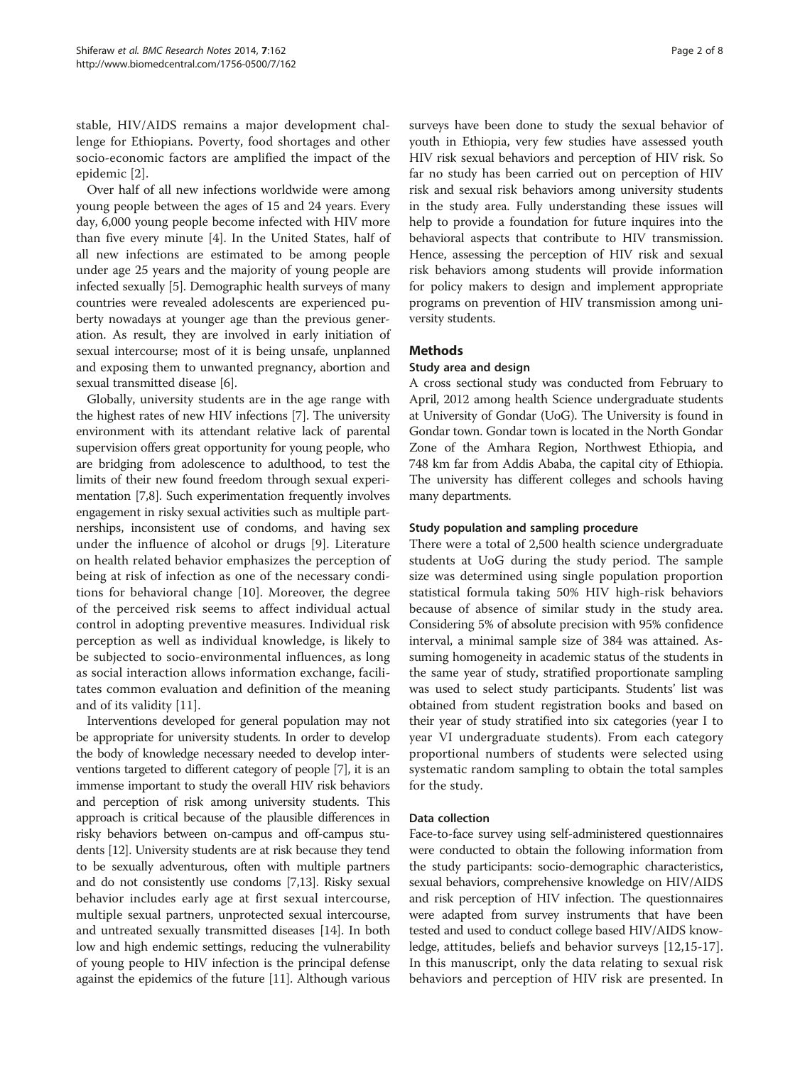stable, HIV/AIDS remains a major development challenge for Ethiopians. Poverty, food shortages and other socio-economic factors are amplified the impact of the epidemic [2].

Over half of all new infections worldwide were among young people between the ages of 15 and 24 years. Every day, 6,000 young people become infected with HIV more than five every minute [4]. In the United States, half of all new infections are estimated to be among people under age 25 years and the majority of young people are infected sexually [5]. Demographic health surveys of many countries were revealed adolescents are experienced puberty nowadays at younger age than the previous generation. As result, they are involved in early initiation of sexual intercourse; most of it is being unsafe, unplanned and exposing them to unwanted pregnancy, abortion and sexual transmitted disease [6].

Globally, university students are in the age range with the highest rates of new HIV infections [7]. The university environment with its attendant relative lack of parental supervision offers great opportunity for young people, who are bridging from adolescence to adulthood, to test the limits of their new found freedom through sexual experimentation [7,8]. Such experimentation frequently involves engagement in risky sexual activities such as multiple partnerships, inconsistent use of condoms, and having sex under the influence of alcohol or drugs [9]. Literature on health related behavior emphasizes the perception of being at risk of infection as one of the necessary conditions for behavioral change [10]. Moreover, the degree of the perceived risk seems to affect individual actual control in adopting preventive measures. Individual risk perception as well as individual knowledge, is likely to be subjected to socio-environmental influences, as long as social interaction allows information exchange, facilitates common evaluation and definition of the meaning and of its validity [11].

Interventions developed for general population may not be appropriate for university students. In order to develop the body of knowledge necessary needed to develop interventions targeted to different category of people [7], it is an immense important to study the overall HIV risk behaviors and perception of risk among university students. This approach is critical because of the plausible differences in risky behaviors between on-campus and off-campus students [12]. University students are at risk because they tend to be sexually adventurous, often with multiple partners and do not consistently use condoms [7,13]. Risky sexual behavior includes early age at first sexual intercourse, multiple sexual partners, unprotected sexual intercourse, and untreated sexually transmitted diseases [14]. In both low and high endemic settings, reducing the vulnerability of young people to HIV infection is the principal defense against the epidemics of the future [11]. Although various surveys have been done to study the sexual behavior of youth in Ethiopia, very few studies have assessed youth HIV risk sexual behaviors and perception of HIV risk. So far no study has been carried out on perception of HIV risk and sexual risk behaviors among university students in the study area. Fully understanding these issues will help to provide a foundation for future inquires into the behavioral aspects that contribute to HIV transmission. Hence, assessing the perception of HIV risk and sexual risk behaviors among students will provide information for policy makers to design and implement appropriate programs on prevention of HIV transmission among university students.

## Methods

### Study area and design

A cross sectional study was conducted from February to April, 2012 among health Science undergraduate students at University of Gondar (UoG). The University is found in Gondar town. Gondar town is located in the North Gondar Zone of the Amhara Region, Northwest Ethiopia, and 748 km far from Addis Ababa, the capital city of Ethiopia. The university has different colleges and schools having many departments.

### Study population and sampling procedure

There were a total of 2,500 health science undergraduate students at UoG during the study period. The sample size was determined using single population proportion statistical formula taking 50% HIV high-risk behaviors because of absence of similar study in the study area. Considering 5% of absolute precision with 95% confidence interval, a minimal sample size of 384 was attained. Assuming homogeneity in academic status of the students in the same year of study, stratified proportionate sampling was used to select study participants. Students' list was obtained from student registration books and based on their year of study stratified into six categories (year I to year VI undergraduate students). From each category proportional numbers of students were selected using systematic random sampling to obtain the total samples for the study.

### Data collection

Face-to-face survey using self-administered questionnaires were conducted to obtain the following information from the study participants: socio-demographic characteristics, sexual behaviors, comprehensive knowledge on HIV/AIDS and risk perception of HIV infection. The questionnaires were adapted from survey instruments that have been tested and used to conduct college based HIV/AIDS knowledge, attitudes, beliefs and behavior surveys [12,15-17]. In this manuscript, only the data relating to sexual risk behaviors and perception of HIV risk are presented. In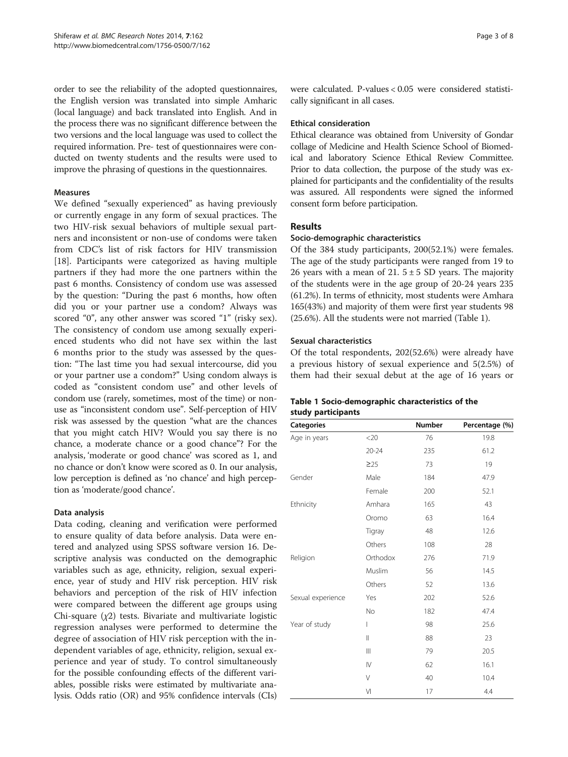order to see the reliability of the adopted questionnaires, the English version was translated into simple Amharic (local language) and back translated into English. And in the process there was no significant difference between the two versions and the local language was used to collect the required information. Pre- test of questionnaires were conducted on twenty students and the results were used to improve the phrasing of questions in the questionnaires.

### Measures

We defined "sexually experienced" as having previously or currently engage in any form of sexual practices. The two HIV-risk sexual behaviors of multiple sexual partners and inconsistent or non-use of condoms were taken from CDC's list of risk factors for HIV transmission [18]. Participants were categorized as having multiple partners if they had more the one partners within the past 6 months. Consistency of condom use was assessed by the question: "During the past 6 months, how often did you or your partner use a condom? Always was scored "0", any other answer was scored "1" (risky sex). The consistency of condom use among sexually experienced students who did not have sex within the last 6 months prior to the study was assessed by the question: "The last time you had sexual intercourse, did you or your partner use a condom?" Using condom always is coded as "consistent condom use" and other levels of condom use (rarely, sometimes, most of the time) or non-use as "inconsistent condom use". Self-perception of HIV risk was assessed by the question "what are the chances that you might catch HIV? Would you say there is no chance, a moderate chance or a good chance"? For the analysis, 'moderate or good chance' was scored as 1, and no chance or don't know were scored as 0. In our analysis, low perception is defined as 'no chance' and high perception as 'moderate/good chance'.

### Data analysis

Data coding, cleaning and verification were performed to ensure quality of data before analysis. Data were entered and analyzed using SPSS software version 16. Descriptive analysis was conducted on the demographic variables such as age, ethnicity, religion, sexual experience, year of study and HIV risk perception. HIV risk behaviors and perception of the risk of HIV infection were compared between the different age groups using Chi-square ($\chi2$) tests. Bivariate and multivariate logistic regression analyses were performed to determine the degree of association of HIV risk perception with the independent variables of age, ethnicity, religion, sexual experience and year of study. To control simultaneously for the possible confounding effects of the different variables, possible risks were estimated by multivariate analysis. Odds ratio (OR) and 95% confidence intervals (CIs) were calculated. P-values < 0.05 were considered statistically significant in all cases.

### Ethical consideration

Ethical clearance was obtained from University of Gondar collage of Medicine and Health Science School of Biomedical and laboratory Science Ethical Review Committee. Prior to data collection, the purpose of the study was explained for participants and the confidentiality of the results was assured. All respondents were signed the informed consent form before participation.

## Results

### Socio-demographic characteristics

Of the 384 study participants, 200(52.1%) were females. The age of the study participants were ranged from 19 to 26 years with a mean of 21. 5 ± 5 SD years. The majority of the students were in the age group of 20-24 years 235 (61.2%). In terms of ethnicity, most students were Amhara 165(43%) and majority of them were first year students 98 (25.6%). All the students were not married (Table 1).

### Sexual characteristics

Of the total respondents, 202(52.6%) were already have a previous history of sexual experience and 5(2.5%) of them had their sexual debut at the age of 16 years or

**Table 1 Socio-demographic characteristics of the study participants**

| Categories | | Number | Percentage (%) |
|---|---|---|---|
| Age in years | <20 | 76 | 19.8 |
| | 20-24 | 235 | 61.2 |
| | ≥25 | 73 | 19 |
| Gender | Male | 184 | 47.9 |
| | Female | 200 | 52.1 |
| Ethnicity | Amhara | 165 | 43 |
| | Oromo | 63 | 16.4 |
| | Tigray | 48 | 12.6 |
| | Others | 108 | 28 |
| Religion | Orthodox | 276 | 71.9 |
| | Muslim | 56 | 14.5 |
| | Others | 52 | 13.6 |
| Sexual experience | Yes | 202 | 52.6 |
| | No | 182 | 47.4 |
| Year of study | I | 98 | 25.6 |
| | II | 88 | 23 |
| | III | 79 | 20.5 |
| | IV | 62 | 16.1 |
| | V | 40 | 10.4 |
| | VI | 17 | 4.4 |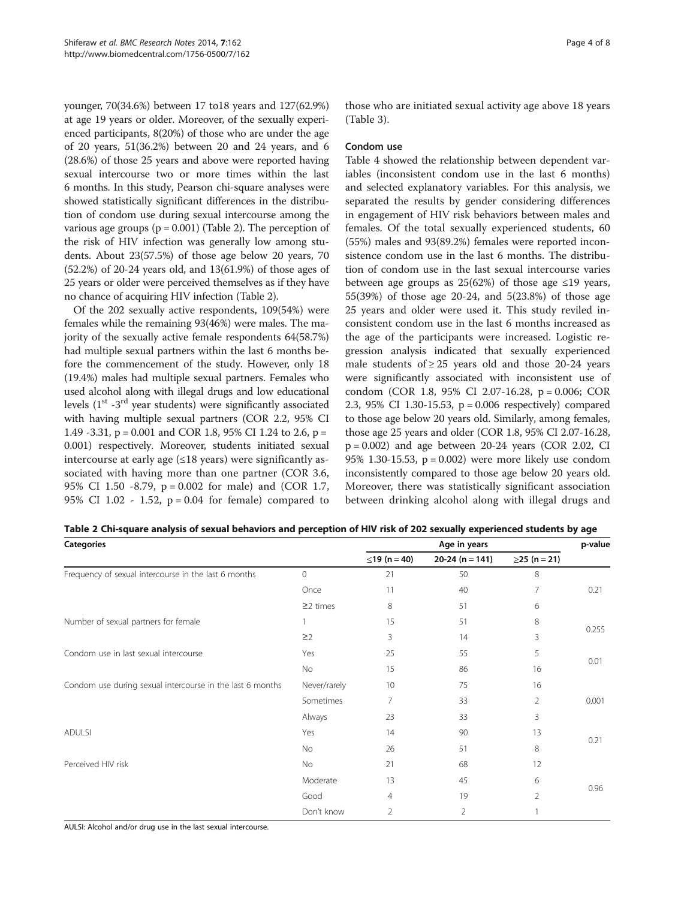younger, 70(34.6%) between 17 to18 years and 127(62.9%) at age 19 years or older. Moreover, of the sexually experienced participants, 8(20%) of those who are under the age of 20 years, 51(36.2%) between 20 and 24 years, and 6 (28.6%) of those 25 years and above were reported having sexual intercourse two or more times within the last 6 months. In this study, Pearson chi-square analyses were showed statistically significant differences in the distribution of condom use during sexual intercourse among the various age groups (p = 0.001) (Table 2). The perception of the risk of HIV infection was generally low among students. About 23(57.5%) of those age below 20 years, 70 (52.2%) of 20-24 years old, and 13(61.9%) of those ages of 25 years or older were perceived themselves as if they have no chance of acquiring HIV infection (Table 2).

Of the 202 sexually active respondents, 109(54%) were females while the remaining 93(46%) were males. The majority of the sexually active female respondents 64(58.7%) had multiple sexual partners within the last 6 months before the commencement of the study. However, only 18 (19.4%) males had multiple sexual partners. Females who used alcohol along with illegal drugs and low educational levels (1st -3rd year students) were significantly associated with having multiple sexual partners (COR 2.2, 95% CI 1.49 -3.31, p = 0.001 and COR 1.8, 95% CI 1.24 to 2.6, p = 0.001) respectively. Moreover, students initiated sexual intercourse at early age (≤18 years) were significantly associated with having more than one partner (COR 3.6, 95% CI 1.50 -8.79, p = 0.002 for male) and (COR 1.7, 95% CI 1.02 - 1.52, p = 0.04 for female) compared to those who are initiated sexual activity age above 18 years (Table 3).

### Condom use

Table 4 showed the relationship between dependent variables (inconsistent condom use in the last 6 months) and selected explanatory variables. For this analysis, we separated the results by gender considering differences in engagement of HIV risk behaviors between males and females. Of the total sexually experienced students, 60 (55%) males and 93(89.2%) females were reported inconsistence condom use in the last 6 months. The distribution of condom use in the last sexual intercourse varies between age groups as 25(62%) of those age ≤19 years, 55(39%) of those age 20-24, and 5(23.8%) of those age 25 years and older were used it. This study reviled inconsistent condom use in the last 6 months increased as the age of the participants were increased. Logistic regression analysis indicated that sexually experienced male students of ≥ 25 years old and those 20-24 years were significantly associated with inconsistent use of condom (COR 1.8, 95% CI 2.07-16.28, p = 0.006; COR 2.3, 95% CI 1.30-15.53, p = 0.006 respectively) compared to those age below 20 years old. Similarly, among females, those age 25 years and older (COR 1.8, 95% CI 2.07-16.28, p = 0.002) and age between 20-24 years (COR 2.02, CI 95% 1.30-15.53, p = 0.002) were more likely use condom inconsistently compared to those age below 20 years old. Moreover, there was statistically significant association between drinking alcohol along with illegal drugs and

**Table 2 Chi-square analysis of sexual behaviors and perception of HIV risk of 202 sexually experienced students by age**

| Categories | | Age in years | | | p-value |
|---|---|---|---|---|---|
| | | ≤19 (n = 40) | 20-24 (n = 141) | ≥25 (n = 21) | |
| Frequency of sexual intercourse in the last 6 months | 0 | 21 | 50 | 8 | 0.21 |
| | Once | 11 | 40 | 7 | |
| | ≥2 times | 8 | 51 | 6 | |
| Number of sexual partners for female | 1 | 15 | 51 | 8 | 0.255 |
| | ≥2 | 3 | 14 | 3 | |
| Condom use in last sexual intercourse | Yes | 25 | 55 | 5 | 0.01 |
| | No | 15 | 86 | 16 | |
| Condom use during sexual intercourse in the last 6 months | Never/rarely | 10 | 75 | 16 | 0.001 |
| | Sometimes | 7 | 33 | 2 | |
| | Always | 23 | 33 | 3 | |
| ADULSI | Yes | 14 | 90 | 13 | 0.21 |
| | No | 26 | 51 | 8 | |
| Perceived HIV risk | No | 21 | 68 | 12 | 0.96 |
| | Moderate | 13 | 45 | 6 | |
| | Good | 4 | 19 | 2 | |
| | Don't know | 2 | 2 | 1 | |

AULSI: Alcohol and/or drug use in the last sexual intercourse.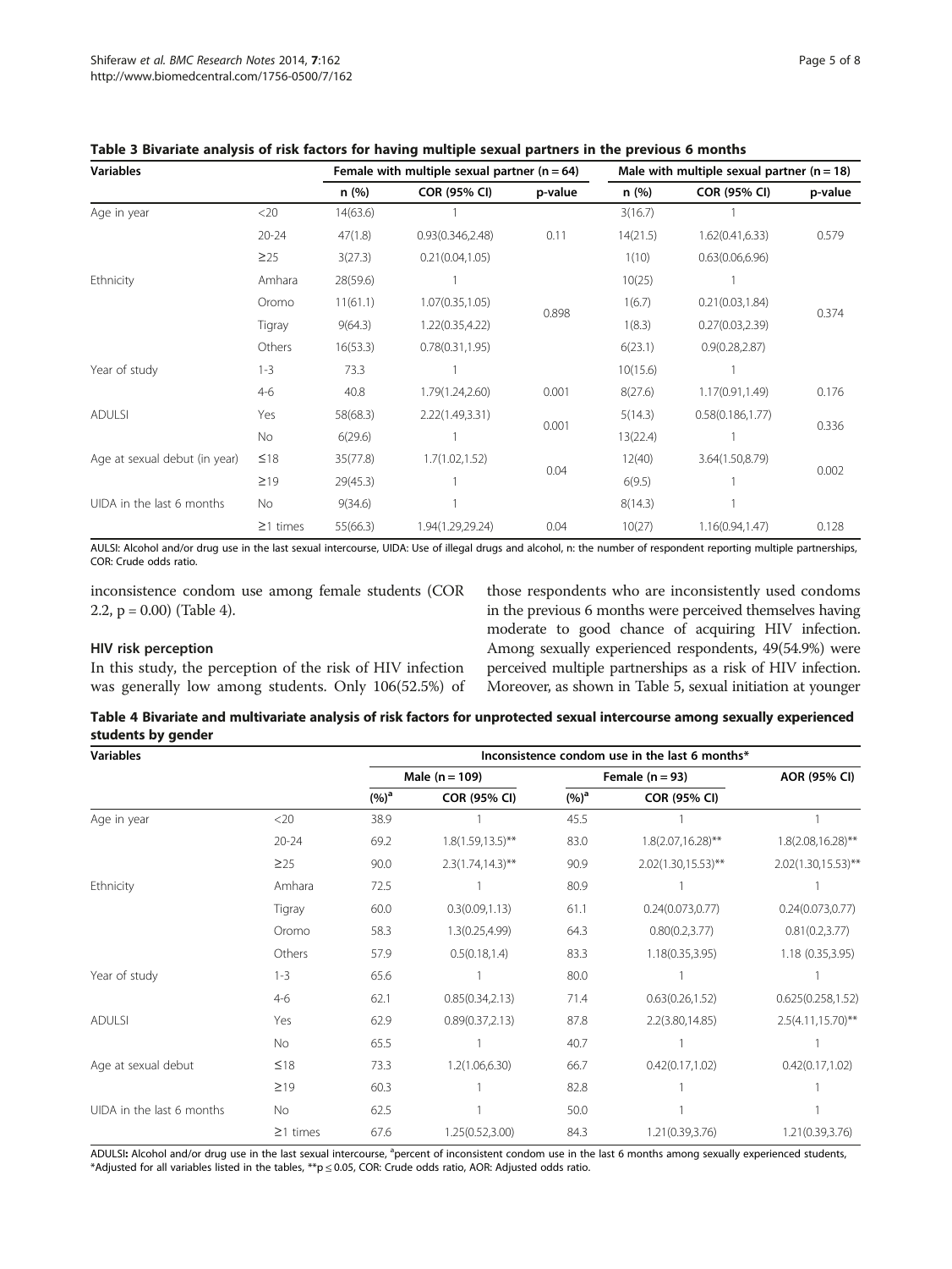**Table 3 Bivariate analysis of risk factors for having multiple sexual partners in the previous 6 months**

| Variables | | Female with multiple sexual partner (n = 64) | | | Male with multiple sexual partner (n = 18) | | |
|---|---|---|---|---|---|---|---|
| | | n (%) | COR (95% CI) | p-value | n (%) | COR (95% CI) | p-value |
| Age in year | <20 | 14(63.6) | 1 | | 3(16.7) | 1 | |
| | 20-24 | 47(1.8) | 0.93(0.346,2.48) | 0.11 | 14(21.5) | 1.62(0.41,6.33) | 0.579 |
| | ≥25 | 3(27.3) | 0.21(0.04,1.05) | | 1(10) | 0.63(0.06,6.96) | |
| Ethnicity | Amhara | 28(59.6) | 1 | | 10(25) | 1 | |
| | Oromo | 11(61.1) | 1.07(0.35,1.05) | 0.898 | 1(6.7) | 0.21(0.03,1.84) | 0.374 |
| | Tigray | 9(64.3) | 1.22(0.35,4.22) | | 1(8.3) | 0.27(0.03,2.39) | |
| | Others | 16(53.3) | 0.78(0.31,1.95) | | 6(23.1) | 0.9(0.28,2.87) | |
| Year of study | 1-3 | 73.3 | 1 | | 10(15.6) | 1 | |
| | 4-6 | 40.8 | 1.79(1.24,2.60) | 0.001 | 8(27.6) | 1.17(0.91,1.49) | 0.176 |
| ADULSI | Yes | 58(68.3) | 2.22(1.49,3.31) | 0.001 | 5(14.3) | 0.58(0.186,1.77) | 0.336 |
| | No | 6(29.6) | 1 | | 13(22.4) | 1 | |
| Age at sexual debut (in year) | ≤18 | 35(77.8) | 1.7(1.02,1.52) | 0.04 | 12(40) | 3.64(1.50,8.79) | 0.002 |
| | ≥19 | 29(45.3) | 1 | | 6(9.5) | 1 | |
| UIDA in the last 6 months | No | 9(34.6) | 1 | | 8(14.3) | 1 | |
| | ≥1 times | 55(66.3) | 1.94(1.29,29.24) | 0.04 | 10(27) | 1.16(0.94,1.47) | 0.128 |

AULSI: Alcohol and/or drug use in the last sexual intercourse, UIDA: Use of illegal drugs and alcohol, n: the number of respondent reporting multiple partnerships, COR: Crude odds ratio.

inconsistence condom use among female students (COR 2.2, p = 0.00) (Table 4).

### HIV risk perception

In this study, the perception of the risk of HIV infection was generally low among students. Only 106(52.5%) of those respondents who are inconsistently used condoms in the previous 6 months were perceived themselves having moderate to good chance of acquiring HIV infection. Among sexually experienced respondents, 49(54.9%) were perceived multiple partnerships as a risk of HIV infection. Moreover, as shown in Table 5, sexual initiation at younger

**Table 4 Bivariate and multivariate analysis of risk factors for unprotected sexual intercourse among sexually experienced students by gender**

| Variables | | Inconsistence condom use in the last 6 months* | | | | |
|---|---|---|---|---|---|---|
| | | Male (n = 109) | | Female (n = 93) | | AOR (95% CI) |
| | | (%)[a] | COR (95% CI) | (%)[a] | COR (95% CI) | |
| Age in year | <20 | 38.9 | 1 | 45.5 | 1 | 1 |
| | 20-24 | 69.2 | 1.8(1.59,13.5)** | 83.0 | 1.8(2.07,16.28)** | 1.8(2.08,16.28)** |
| | ≥25 | 90.0 | 2.3(1.74,14.3)** | 90.9 | 2.02(1.30,15.53)** | 2.02(1.30,15.53)** |
| Ethnicity | Amhara | 72.5 | 1 | 80.9 | 1 | 1 |
| | Tigray | 60.0 | 0.3(0.09,1.13) | 61.1 | 0.24(0.073,0.77) | 0.24(0.073,0.77) |
| | Oromo | 58.3 | 1.3(0.25,4.99) | 64.3 | 0.80(0.2,3.77) | 0.81(0.2,3.77) |
| | Others | 57.9 | 0.5(0.18,1.4) | 83.3 | 1.18(0.35,3.95) | 1.18 (0.35,3.95) |
| Year of study | 1-3 | 65.6 | 1 | 80.0 | 1 | 1 |
| | 4-6 | 62.1 | 0.85(0.34,2.13) | 71.4 | 0.63(0.26,1.52) | 0.625(0.258,1.52) |
| ADULSI | Yes | 62.9 | 0.89(0.37,2.13) | 87.8 | 2.2(3.80,14.85) | 2.5(4.11,15.70)** |
| | No | 65.5 | 1 | 40.7 | 1 | 1 |
| Age at sexual debut | ≤18 | 73.3 | 1.2(1.06,6.30) | 66.7 | 0.42(0.17,1.02) | 0.42(0.17,1.02) |
| | ≥19 | 60.3 | 1 | 82.8 | 1 | 1 |
| UIDA in the last 6 months | No | 62.5 | 1 | 50.0 | 1 | 1 |
| | ≥1 times | 67.6 | 1.25(0.52,3.00) | 84.3 | 1.21(0.39,3.76) | 1.21(0.39,3.76) |

**ADULSI:** Alcohol and/or drug use in the last sexual intercourse, [a]percent of inconsistent condom use in the last 6 months among sexually experienced students, *Adjusted for all variables listed in the tables, **p ≤ 0.05, COR: Crude odds ratio, AOR: Adjusted odds ratio.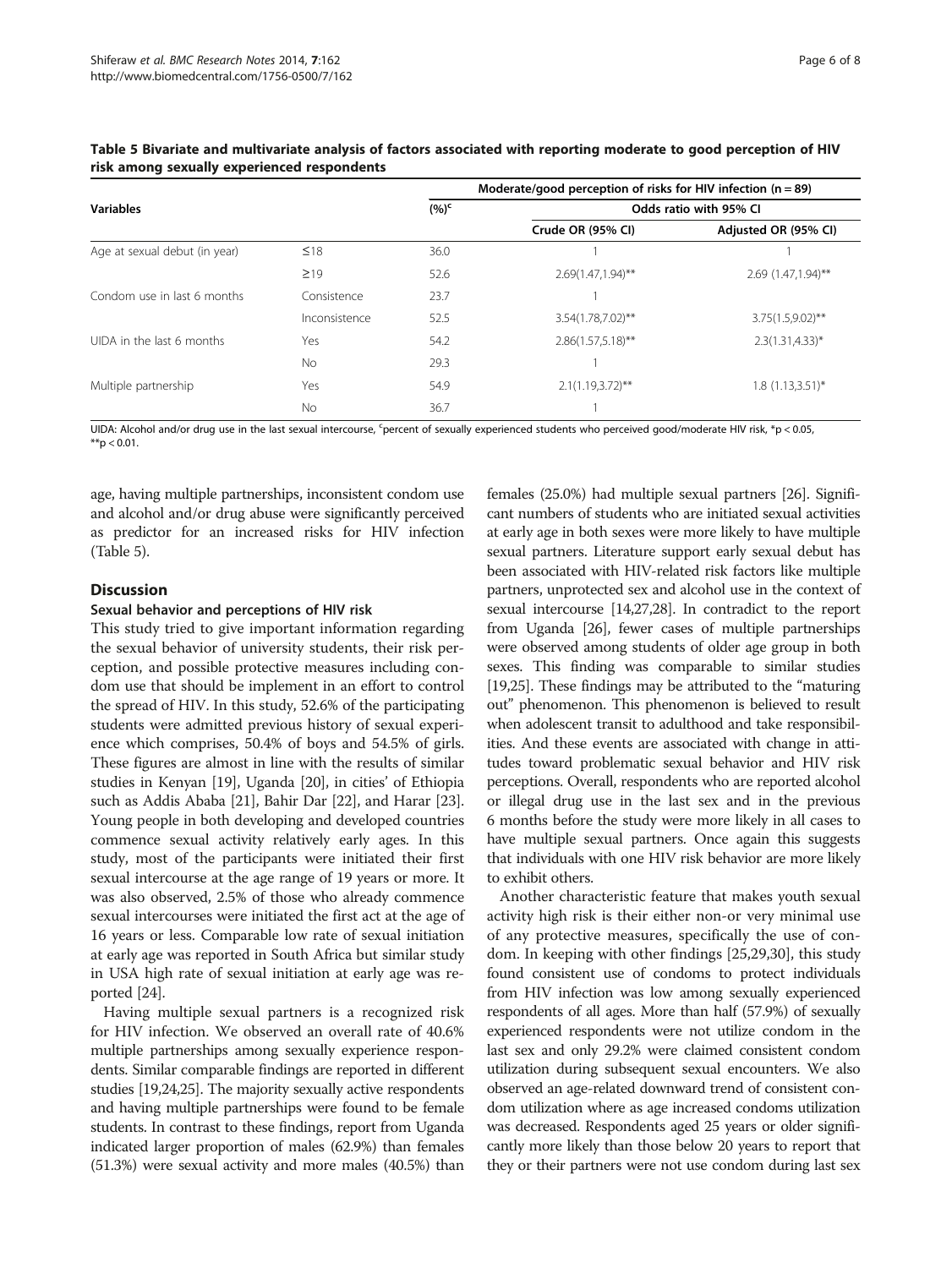**Table 5 Bivariate and multivariate analysis of factors associated with reporting moderate to good perception of HIV risk among sexually experienced respondents**

| Variables | | Moderate/good perception of risks for HIV infection (n = 89) | | |
|---|---|---|---|---|
| | | (%)[c] | Odds ratio with 95% CI | |
| | | | Crude OR (95% CI) | Adjusted OR (95% CI) |
| Age at sexual debut (in year) | ≤18 | 36.0 | 1 | 1 |
| | ≥19 | 52.6 | 2.69(1.47,1.94)** | 2.69 (1.47,1.94)** |
| Condom use in last 6 months | Consistence | 23.7 | 1 | |
| | Inconsistence | 52.5 | 3.54(1.78,7.02)** | 3.75(1.5,9.02)** |
| UIDA in the last 6 months | Yes | 54.2 | 2.86(1.57,5.18)** | 2.3(1.31,4.33)* |
| | No | 29.3 | 1 | |
| Multiple partnership | Yes | 54.9 | 2.1(1.19,3.72)** | 1.8 (1.13,3.51)* |
| | No | 36.7 | 1 | |

UIDA: Alcohol and/or drug use in the last sexual intercourse, [c]percent of sexually experienced students who perceived good/moderate HIV risk, *$p < 0.05$, **$p < 0.01$.

age, having multiple partnerships, inconsistent condom use and alcohol and/or drug abuse were significantly perceived as predictor for an increased risks for HIV infection (Table 5).

## Discussion

### Sexual behavior and perceptions of HIV risk

This study tried to give important information regarding the sexual behavior of university students, their risk perception, and possible protective measures including condom use that should be implement in an effort to control the spread of HIV. In this study, 52.6% of the participating students were admitted previous history of sexual experience which comprises, 50.4% of boys and 54.5% of girls. These figures are almost in line with the results of similar studies in Kenyan [19], Uganda [20], in cities' of Ethiopia such as Addis Ababa [21], Bahir Dar [22], and Harar [23]. Young people in both developing and developed countries commence sexual activity relatively early ages. In this study, most of the participants were initiated their first sexual intercourse at the age range of 19 years or more. It was also observed, 2.5% of those who already commence sexual intercourses were initiated the first act at the age of 16 years or less. Comparable low rate of sexual initiation at early age was reported in South Africa but similar study in USA high rate of sexual initiation at early age was reported [24].

Having multiple sexual partners is a recognized risk for HIV infection. We observed an overall rate of 40.6% multiple partnerships among sexually experience respondents. Similar comparable findings are reported in different studies [19,24,25]. The majority sexually active respondents and having multiple partnerships were found to be female students. In contrast to these findings, report from Uganda indicated larger proportion of males (62.9%) than females (51.3%) were sexual activity and more males (40.5%) than females (25.0%) had multiple sexual partners [26]. Significant numbers of students who are initiated sexual activities at early age in both sexes were more likely to have multiple sexual partners. Literature support early sexual debut has been associated with HIV-related risk factors like multiple partners, unprotected sex and alcohol use in the context of sexual intercourse [14,27,28]. In contradict to the report from Uganda [26], fewer cases of multiple partnerships were observed among students of older age group in both sexes. This finding was comparable to similar studies [19,25]. These findings may be attributed to the "maturing out" phenomenon. This phenomenon is believed to result when adolescent transit to adulthood and take responsibilities. And these events are associated with change in attitudes toward problematic sexual behavior and HIV risk perceptions. Overall, respondents who are reported alcohol or illegal drug use in the last sex and in the previous 6 months before the study were more likely in all cases to have multiple sexual partners. Once again this suggests that individuals with one HIV risk behavior are more likely to exhibit others.

Another characteristic feature that makes youth sexual activity high risk is their either non-or very minimal use of any protective measures, specifically the use of condom. In keeping with other findings [25,29,30], this study found consistent use of condoms to protect individuals from HIV infection was low among sexually experienced respondents of all ages. More than half (57.9%) of sexually experienced respondents were not utilize condom in the last sex and only 29.2% were claimed consistent condom utilization during subsequent sexual encounters. We also observed an age-related downward trend of consistent condom utilization where as age increased condoms utilization was decreased. Respondents aged 25 years or older significantly more likely than those below 20 years to report that they or their partners were not use condom during last sex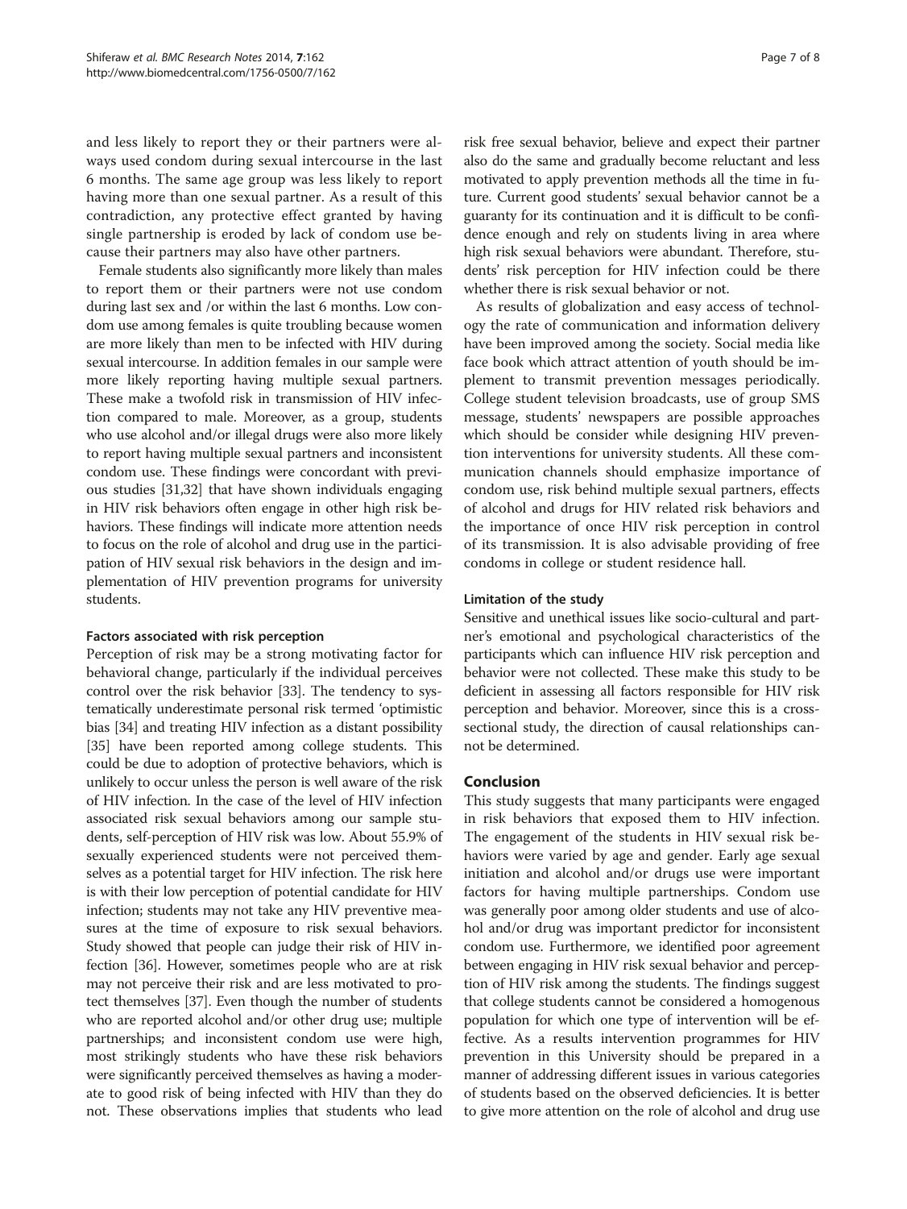and less likely to report they or their partners were always used condom during sexual intercourse in the last 6 months. The same age group was less likely to report having more than one sexual partner. As a result of this contradiction, any protective effect granted by having single partnership is eroded by lack of condom use because their partners may also have other partners.

Female students also significantly more likely than males to report them or their partners were not use condom during last sex and /or within the last 6 months. Low condom use among females is quite troubling because women are more likely than men to be infected with HIV during sexual intercourse. In addition females in our sample were more likely reporting having multiple sexual partners. These make a twofold risk in transmission of HIV infection compared to male. Moreover, as a group, students who use alcohol and/or illegal drugs were also more likely to report having multiple sexual partners and inconsistent condom use. These findings were concordant with previous studies [31,32] that have shown individuals engaging in HIV risk behaviors often engage in other high risk behaviors. These findings will indicate more attention needs to focus on the role of alcohol and drug use in the participation of HIV sexual risk behaviors in the design and implementation of HIV prevention programs for university students.

#### Factors associated with risk perception

Perception of risk may be a strong motivating factor for behavioral change, particularly if the individual perceives control over the risk behavior [33]. The tendency to systematically underestimate personal risk termed 'optimistic bias [34] and treating HIV infection as a distant possibility [35] have been reported among college students. This could be due to adoption of protective behaviors, which is unlikely to occur unless the person is well aware of the risk of HIV infection. In the case of the level of HIV infection associated risk sexual behaviors among our sample students, self-perception of HIV risk was low. About 55.9% of sexually experienced students were not perceived themselves as a potential target for HIV infection. The risk here is with their low perception of potential candidate for HIV infection; students may not take any HIV preventive measures at the time of exposure to risk sexual behaviors. Study showed that people can judge their risk of HIV infection [36]. However, sometimes people who are at risk may not perceive their risk and are less motivated to protect themselves [37]. Even though the number of students who are reported alcohol and/or other drug use; multiple partnerships; and inconsistent condom use were high, most strikingly students who have these risk behaviors were significantly perceived themselves as having a moderate to good risk of being infected with HIV than they do not. These observations implies that students who lead risk free sexual behavior, believe and expect their partner also do the same and gradually become reluctant and less motivated to apply prevention methods all the time in future. Current good students' sexual behavior cannot be a guaranty for its continuation and it is difficult to be confidence enough and rely on students living in area where high risk sexual behaviors were abundant. Therefore, students' risk perception for HIV infection could be there whether there is risk sexual behavior or not.

As results of globalization and easy access of technology the rate of communication and information delivery have been improved among the society. Social media like face book which attract attention of youth should be implement to transmit prevention messages periodically. College student television broadcasts, use of group SMS message, students' newspapers are possible approaches which should be consider while designing HIV prevention interventions for university students. All these communication channels should emphasize importance of condom use, risk behind multiple sexual partners, effects of alcohol and drugs for HIV related risk behaviors and the importance of once HIV risk perception in control of its transmission. It is also advisable providing of free condoms in college or student residence hall.

#### Limitation of the study

Sensitive and unethical issues like socio-cultural and partner's emotional and psychological characteristics of the participants which can influence HIV risk perception and behavior were not collected. These make this study to be deficient in assessing all factors responsible for HIV risk perception and behavior. Moreover, since this is a cross-sectional study, the direction of causal relationships cannot be determined.

## Conclusion

This study suggests that many participants were engaged in risk behaviors that exposed them to HIV infection. The engagement of the students in HIV sexual risk behaviors were varied by age and gender. Early age sexual initiation and alcohol and/or drugs use were important factors for having multiple partnerships. Condom use was generally poor among older students and use of alcohol and/or drug was important predictor for inconsistent condom use. Furthermore, we identified poor agreement between engaging in HIV risk sexual behavior and perception of HIV risk among the students. The findings suggest that college students cannot be considered a homogenous population for which one type of intervention will be effective. As a results intervention programmes for HIV prevention in this University should be prepared in a manner of addressing different issues in various categories of students based on the observed deficiencies. It is better to give more attention on the role of alcohol and drug use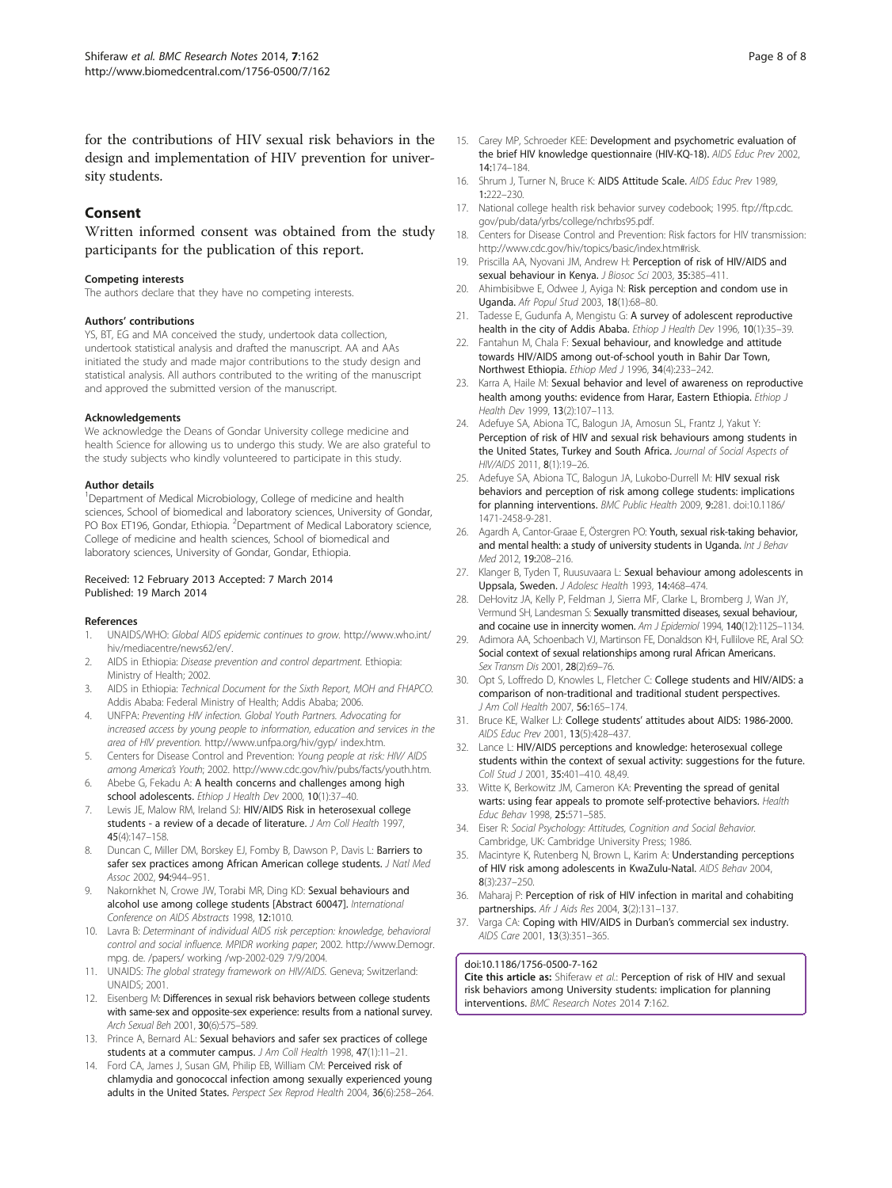for the contributions of HIV sexual risk behaviors in the design and implementation of HIV prevention for university students.

## Consent

Written informed consent was obtained from the study participants for the publication of this report.

#### Competing interests

The authors declare that they have no competing interests.

#### Authors' contributions

YS, BT, EG and MA conceived the study, undertook data collection, undertook statistical analysis and drafted the manuscript. AA and AAs initiated the study and made major contributions to the study design and statistical analysis. All authors contributed to the writing of the manuscript and approved the submitted version of the manuscript.

#### Acknowledgements

We acknowledge the Deans of Gondar University college medicine and health Science for allowing us to undergo this study. We are also grateful to the study subjects who kindly volunteered to participate in this study.

#### Author details

[1]Department of Medical Microbiology, College of medicine and health sciences, School of biomedical and laboratory sciences, University of Gondar, PO Box ET196, Gondar, Ethiopia. [2]Department of Medical Laboratory science, College of medicine and health sciences, School of biomedical and laboratory sciences, University of Gondar, Gondar, Ethiopia.

Received: 12 February 2013 Accepted: 7 March 2014
Published: 19 March 2014

#### References

1. UNAIDS/WHO: *Global AIDS epidemic continues to grow.* http://www.who.int/hiv/mediacentre/news62/en/.
2. AIDS in Ethiopia: *Disease prevention and control department.* Ethiopia: Ministry of Health; 2002.
3. AIDS in Ethiopia: *Technical Document for the Sixth Report, MOH and FHAPCO.* Addis Ababa: Federal Ministry of Health; Addis Ababa; 2006.
4. UNFPA: *Preventing HIV infection. Global Youth Partners. Advocating for increased access by young people to information, education and services in the area of HIV prevention.* http://www.unfpa.org/hiv/gyp/ index.htm.
5. Centers for Disease Control and Prevention: *Young people at risk: HIV/ AIDS among America's Youth*; 2002. http://www.cdc.gov/hiv/pubs/facts/youth.htm.
6. Abebe G, Fekadu A: **A health concerns and challenges among high school adolescents.** *Ethiop J Health Dev* 2000, **10**(1):37–40.
7. Lewis JE, Malow RM, Ireland SJ: **HIV/AIDS Risk in heterosexual college students - a review of a decade of literature.** *J Am Coll Health* 1997, **45**(4):147–158.
8. Duncan C, Miller DM, Borskey EJ, Fomby B, Dawson P, Davis L: **Barriers to safer sex practices among African American college students.** *J Natl Med Assoc* 2002, **94**:944–951.
9. Nakornkhet N, Crowe JW, Torabi MR, Ding KD: **Sexual behaviours and alcohol use among college students [Abstract 60047].** *International Conference on AIDS Abstracts* 1998, **12**:1010.
10. Lavra B: *Determinant of individual AIDS risk perception: knowledge, behavioral control and social influence. MPIDR working paper*; 2002. http://www.Demogr.mpg. de. /papers/ working /wp-2002-029 7/9/2004.
11. UNAIDS: *The global strategy framework on HIV/AIDS.* Geneva; Switzerland: UNAIDS; 2001.
12. Eisenberg M: **Differences in sexual risk behaviors between college students with same-sex and opposite-sex experience: results from a national survey.** *Arch Sexual Beh* 2001, **30**(6):575–589.
13. Prince A, Bernard AL: **Sexual behaviors and safer sex practices of college students at a commuter campus.** *J Am Coll Health* 1998, **47**(1):11–21.
14. Ford CA, James J, Susan GM, Philip EB, William CM: **Perceived risk of chlamydia and gonococcal infection among sexually experienced young adults in the United States.** *Perspect Sex Reprod Health* 2004, **36**(6):258–264.
15. Carey MP, Schroeder KEE: **Development and psychometric evaluation of the brief HIV knowledge questionnaire (HIV-KQ-18).** *AIDS Educ Prev* 2002, **14**:174–184.
16. Shrum J, Turner N, Bruce K: **AIDS Attitude Scale.** *AIDS Educ Prev* 1989, **1**:222–230.
17. National college health risk behavior survey codebook; 1995. ftp://ftp.cdc.gov/pub/data/yrbs/college/nchrbs95.pdf.
18. Centers for Disease Control and Prevention: Risk factors for HIV transmission: http://www.cdc.gov/hiv/topics/basic/index.htm#risk.
19. Priscilla AA, Nyovani JM, Andrew H: **Perception of risk of HIV/AIDS and sexual behaviour in Kenya.** *J Biosoc Sci* 2003, **35**:385–411.
20. Ahimbisibwe E, Odwee J, Ayiga N: **Risk perception and condom use in Uganda.** *Afr Popul Stud* 2003, **18**(1):68–80.
21. Tadesse E, Gudunfa A, Mengistu G: **A survey of adolescent reproductive health in the city of Addis Ababa.** *Ethiop J Health Dev* 1996, **10**(1):35–39.
22. Fantahun M, Chala F: **Sexual behaviour, and knowledge and attitude towards HIV/AIDS among out-of-school youth in Bahir Dar Town, Northwest Ethiopia.** *Ethiop Med J* 1996, **34**(4):233–242.
23. Karra A, Haile M: **Sexual behavior and level of awareness on reproductive health among youths: evidence from Harar, Eastern Ethiopia.** *Ethiop J Health Dev* 1999, **13**(2):107–113.
24. Adefuye SA, Abiona TC, Balogun JA, Amosun SL, Frantz J, Yakut Y: **Perception of risk of HIV and sexual risk behaviours among students in the United States, Turkey and South Africa.** *Journal of Social Aspects of HIV/AIDS* 2011, **8**(1):19–26.
25. Adefuye SA, Abiona TC, Balogun JA, Lukobo-Durrell M: **HIV sexual risk behaviors and perception of risk among college students: implications for planning interventions.** *BMC Public Health* 2009, **9**:281. doi:10.1186/1471-2458-9-281.
26. Agardh A, Cantor-Graae E, Östergren PO: **Youth, sexual risk-taking behavior, and mental health: a study of university students in Uganda.** *Int J Behav Med* 2012, **19**:208–216.
27. Klanger B, Tyden T, Ruusuvaara L: **Sexual behaviour among adolescents in Uppsala, Sweden.** *J Adolesc Health* 1993, **14**:468–474.
28. DeHovitz JA, Kelly P, Feldman J, Sierra MF, Clarke L, Bromberg J, Wan JY, Vermund SH, Landesman S: **Sexually transmitted diseases, sexual behaviour, and cocaine use in innercity women.** *Am J Epidemiol* 1994, **140**(12):1125–1134.
29. Adimora AA, Schoenbach VJ, Martinson FE, Donaldson KH, Fullilove RE, Aral SO: **Social context of sexual relationships among rural African Americans.** *Sex Transm Dis* 2001, **28**(2):69–76.
30. Opt S, Loffredo D, Knowles L, Fletcher C: **College students and HIV/AIDS: a comparison of non-traditional and traditional student perspectives.** *J Am Coll Health* 2007, **56**:165–174.
31. Bruce KE, Walker LJ: **College students' attitudes about AIDS: 1986-2000.** *AIDS Educ Prev* 2001, **13**(5):428–437.
32. Lance L: **HIV/AIDS perceptions and knowledge: heterosexual college students within the context of sexual activity: suggestions for the future.** *Coll Stud J* 2001, **35**:401–410. 48,49.
33. Witte K, Berkowitz JM, Cameron KA: **Preventing the spread of genital warts: using fear appeals to promote self-protective behaviors.** *Health Educ Behav* 1998, **25**:571–585.
34. Eiser R: *Social Psychology: Attitudes, Cognition and Social Behavior.* Cambridge, UK: Cambridge University Press; 1986.
35. Macintyre K, Rutenberg N, Brown L, Karim A: **Understanding perceptions of HIV risk among adolescents in KwaZulu-Natal.** *AIDS Behav* 2004, **8**(3):237–250.
36. Maharaj P: **Perception of risk of HIV infection in marital and cohabiting partnerships.** *Afr J Aids Res* 2004, **3**(2):131–137.
37. Varga CA: **Coping with HIV/AIDS in Durban's commercial sex industry.** *AIDS Care* 2001, **13**(3):351–365.

doi:10.1186/1756-0500-7-162

**Cite this article as:** Shiferaw *et al.*: Perception of risk of HIV and sexual risk behaviors among University students: implication for planning interventions. *BMC Research Notes* 2014 **7**:162.